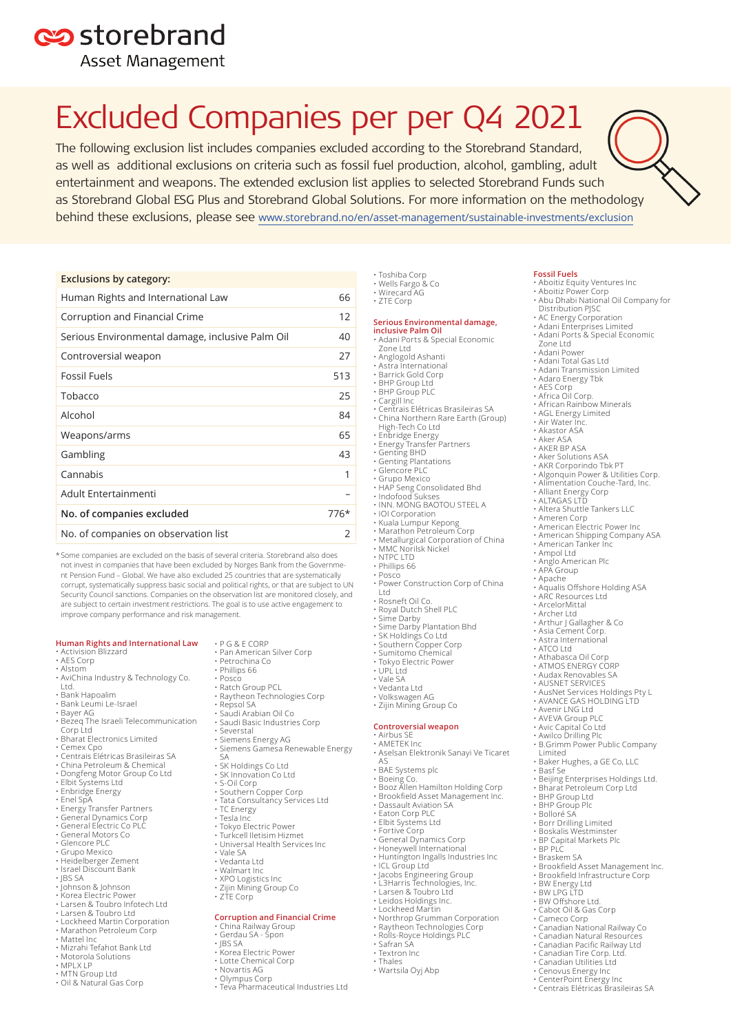storebrand
Asset Management

# Excluded Companies per per Q4 2021

The following exclusion list includes companies excluded according to the Storebrand Standard, as well as additional exclusions on criteria such as fossil fuel production, alcohol, gambling, adult entertainment and weapons. The extended exclusion list applies to selected Storebrand Funds such as Storebrand Global ESG Plus and Storebrand Global Solutions. For more information on the methodology behind these exclusions, please see www.storebrand.no/en/asset-management/sustainable-investments/exclusion

| Exclusions by category: | |
|---|---|
| Human Rights and International Law | 66 |
| Corruption and Financial Crime | 12 |
| Serious Environmental damage, inclusive Palm Oil | 40 |
| Controversial weapon | 27 |
| Fossil Fuels | 513 |
| Tobacco | 25 |
| Alcohol | 84 |
| Weapons/arms | 65 |
| Gambling | 43 |
| Cannabis | 1 |
| Adult Entertainmenti | – |
| **No. of companies excluded** | **776*** |
| No. of companies on observation list | 2 |

* Some companies are excluded on the basis of several criteria. Storebrand also does not invest in companies that have been excluded by Norges Bank from the Government Pension Fund – Global. We have also excluded 25 countries that are systematically corrupt, systematically suppress basic social and political rights, or that are subject to UN Security Council sanctions. Companies on the observation list are monitored closely, and are subject to certain investment restrictions. The goal is to use active engagement to improve company performance and risk management.

## Human Rights and International Law

- Activision Blizzard
- AES Corp
- Alstom
- AviChina Industry & Technology Co. Ltd.
- Bank Hapoalim
- Bank Leumi Le-Israel
- Bayer AG
- Bezeq The Israeli Telecommunication Corp Ltd
- Bharat Electronics Limited
- Cemex Cpo
- Centrais Elétricas Brasileiras SA
- China Petroleum & Chemical
- Dongfeng Motor Group Co Ltd
- Elbit Systems Ltd
- Enbridge Energy
- Enel SpA
- Energy Transfer Partners
- General Dynamics Corp
- General Electric Co PLC
- General Motors Co
- Glencore PLC
- Grupo Mexico
- Heidelberger Zement
- Israel Discount Bank
- JBS SA
- Johnson & Johnson
- Korea Electric Power
- Larsen & Toubro Infotech Ltd
- Larsen & Toubro Ltd
- Lockheed Martin Corporation
- Marathon Petroleum Corp
- Mattel Inc
- Mizrahi Tefahot Bank Ltd
- Motorola Solutions
- MPLX LP
- MTN Group Ltd
- Oil & Natural Gas Corp
- P G & E CORP
- Pan American Silver Corp
- Petrochina Co
- Phillips 66
- Posco
- Ratch Group PCL
- Raytheon Technologies Corp
- Repsol SA
- Saudi Arabian Oil Co
- Saudi Basic Industries Corp
- Severstal
- Siemens Energy AG
- Siemens Gamesa Renewable Energy SA
- SK Holdings Co Ltd
- SK Innovation Co Ltd
- S-Oil Corp
- Southern Copper Corp
- Tata Consultancy Services Ltd
- TC Energy
- Tesla Inc
- Tokyo Electric Power
- Turkcell Iletisim Hizmet
- Universal Health Services Inc
- Vale SA
- Vedanta Ltd
- Walmart Inc
- XPO Logistics Inc
- Zijin Mining Group Co
- ZTE Corp

## Corruption and Financial Crime

- China Railway Group
- Gerdau SA - Spon
- JBS SA
- Korea Electric Power
- Lotte Chemical Corp
- Novartis AG
- Olympus Corp
- Teva Pharmaceutical Industries Ltd
- Toshiba Corp
- Wells Fargo & Co
- Wirecard AG
- ZTE Corp

## Serious Environmental damage, inclusive Palm Oil

- Adani Ports & Special Economic Zone Ltd
- Anglogold Ashanti
- Astra International
- Barrick Gold Corp
- BHP Group Ltd
- BHP Group PLC
- Cargill Inc
- Centrais Elétricas Brasileiras SA
- China Northern Rare Earth (Group) High-Tech Co Ltd
- Enbridge Energy
- Energy Transfer Partners
- Genting BHD
- Genting Plantations
- Glencore PLC
- Grupo Mexico
- HAP Seng Consolidated Bhd
- Indofood Sukses
- INN. MONG BAOTOU STEEL A
- IOI Corporation
- Kuala Lumpur Kepong
- Marathon Petroleum Corp
- Metallurgical Corporation of China
- MMC Norilsk Nickel
- NTPC LTD
- Phillips 66
- Posco
- Power Construction Corp of China Ltd
- Rosneft Oil Co.
- Royal Dutch Shell PLC
- Sime Darby
- Sime Darby Plantation Bhd
- SK Holdings Co Ltd
- Southern Copper Corp
- Sumitomo Chemical
- Tokyo Electric Power
- UPL Ltd
- Vale SA
- Vedanta Ltd
- Volkswagen AG
- Zijin Mining Group Co

## Controversial weapon

- Airbus SE
- AMETEK Inc
- Aselsan Elektronik Sanayi Ve Ticaret AS
- BAE Systems plc
- Boeing Co.
- Booz Allen Hamilton Holding Corp
- Brookfield Asset Management Inc.
- Dassault Aviation SA
- Eaton Corp PLC
- Elbit Systems Ltd
- Fortive Corp
- General Dynamics Corp
- Honeywell International
- Huntington Ingalls Industries Inc
- ICL Group Ltd
- Jacobs Engineering Group
- L3Harris Technologies, Inc.
- Larsen & Toubro Ltd
- Leidos Holdings Inc.
- Lockheed Martin
- Northrop Grumman Corporation
- Raytheon Technologies Corp
- Rolls-Royce Holdings PLC
- Safran SA
- Textron Inc
- Thales
- Wartsila Oyj Abp

## Fossil Fuels

- Aboitiz Equity Ventures Inc
- Aboitiz Power Corp
- Abu Dhabi National Oil Company for Distribution PJSC
- AC Energy Corporation
- Adani Enterprises Limited
- Adani Ports & Special Economic Zone Ltd
- Adani Power
- Adani Total Gas Ltd
- Adani Transmission Limited
- Adaro Energy Tbk
- AES Corp
- Africa Oil Corp.
- African Rainbow Minerals
- AGL Energy Limited
- Air Water Inc.
- Akastor ASA
- Aker ASA
- AKER BP ASA
- Aker Solutions ASA
- AKR Corporindo Tbk PT
- Algonquin Power & Utilities Corp.
- Alimentation Couche-Tard, Inc.
- Alliant Energy Corp
- ALTAGAS LTD
- Altera Shuttle Tankers LLC
- Ameren Corp
- American Electric Power Inc
- American Shipping Company ASA
- American Tanker Inc
- Ampol Ltd
- Anglo American Plc
- APA Group
- Apache
- Aqualis Offshore Holding ASA
- ARC Resources Ltd
- ArcelorMittal
- Archer Ltd
- Arthur J Gallagher & Co
- Asia Cement Corp.
- Astra International
- ATCO Ltd
- Athabasca Oil Corp
- ATMOS ENERGY CORP
- Audax Renovables SA
- AUSNET SERVICES
- AusNet Services Holdings Pty L
- AVANCE GAS HOLDING LTD
- Avenir LNG Ltd
- AVEVA Group PLC
- Avic Capital Co Ltd
- Awilco Drilling Plc
- B.Grimm Power Public Company Limited
- Baker Hughes, a GE Co, LLC
- Basf Se
- Beijing Enterprises Holdings Ltd.
- Bharat Petroleum Corp Ltd
- BHP Group Ltd
- BHP Group Plc
- Bolloré SA
- Borr Drilling Limited
- Boskalis Westminster
- BP Capital Markets Plc
- BP PLC
- Braskem SA
- Brookfield Asset Management Inc.
- Brookfield Infrastructure Corp
- BW Energy Ltd
- BW LPG LTD
- BW Offshore Ltd.
- Cabot Oil & Gas Corp
- Cameco Corp
- Canadian National Railway Co
- Canadian Natural Resources
- Canadian Pacific Railway Ltd
- Canadian Tire Corp. Ltd.
- Canadian Utilities Ltd
- Cenovus Energy Inc
- CenterPoint Energy Inc
- Centrais Elétricas Brasileiras SA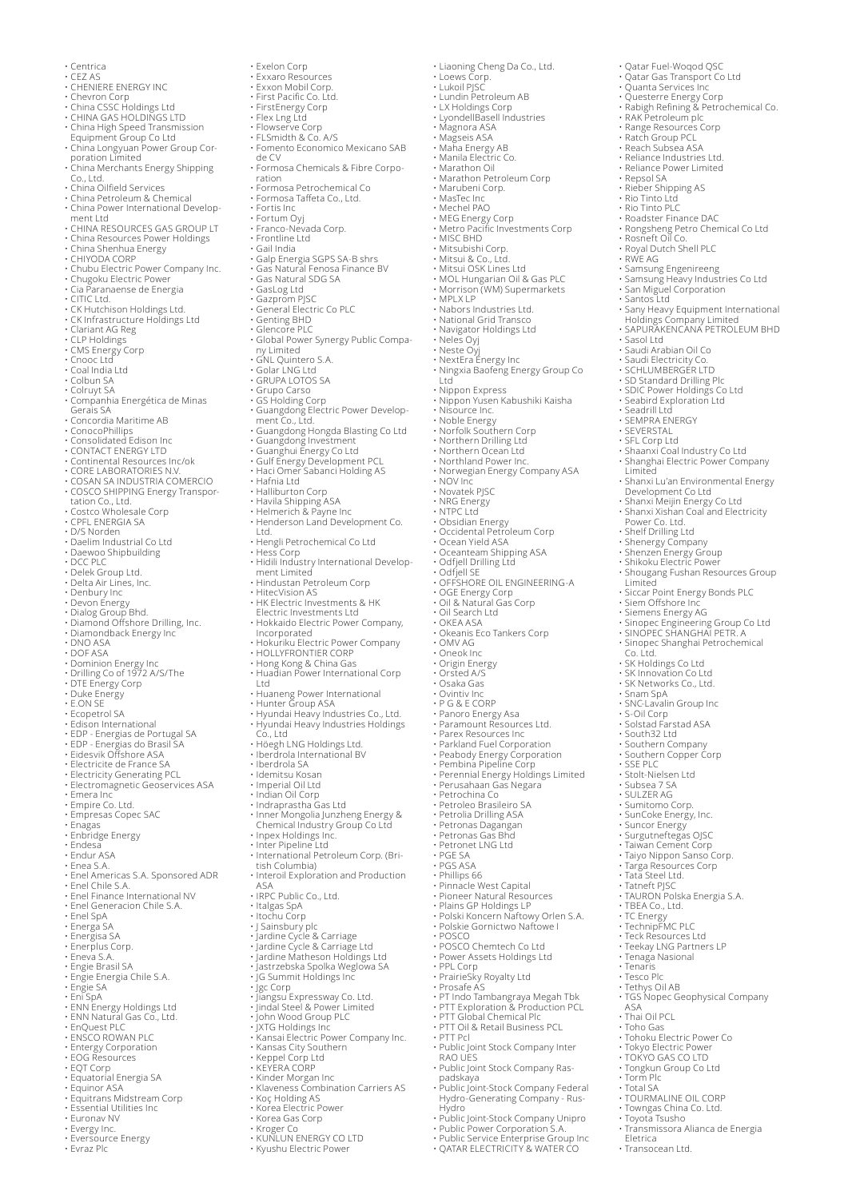- Centrica
- CEZ AS
- CHENIERE ENERGY INC
- Chevron Corp
- China CSSC Holdings Ltd
- CHINA GAS HOLDINGS LTD
- China High Speed Transmission Equipment Group Co Ltd
- China Longyuan Power Group Corporation Limited
- China Merchants Energy Shipping Co., Ltd.
- China Oilfield Services
- China Petroleum & Chemical
- China Power International Development Ltd
- CHINA RESOURCES GAS GROUP LT
- China Resources Power Holdings
- China Shenhua Energy
- CHIYODA CORP
- Chubu Electric Power Company Inc.
- Chugoku Electric Power
- Cia Paranaense de Energia
- CITIC Ltd.
- CK Hutchison Holdings Ltd.
- CK Infrastructure Holdings Ltd
- Clariant AG Reg
- CLP Holdings
- CMS Energy Corp
- Cnooc Ltd
- Coal India Ltd
- Colbun SA
- Colruyt SA
- Companhia Energética de Minas Gerais SA
- Concordia Maritime AB
- ConocoPhillips
- Consolidated Edison Inc
- CONTACT ENERGY LTD
- Continental Resources Inc/ok
- CORE LABORATORIES N.V.
- COSAN SA INDUSTRIA COMERCIO
- COSCO SHIPPING Energy Transportation Co., Ltd.
- Costco Wholesale Corp
- CPFL ENERGIA SA
- D/S Norden
- Daelim Industrial Co Ltd
- Daewoo Shipbuilding
- DCC PLC
- Delek Group Ltd.
- Delta Air Lines, Inc.
- Denbury Inc
- Devon Energy
- Dialog Group Bhd.
- Diamond Offshore Drilling, Inc.
- Diamondback Energy Inc
- DNO ASA
- DOF ASA
- Dominion Energy Inc
- Drilling Co of 1972 A/S/The
- DTE Energy Corp
- Duke Energy
- E.ON SE
- Ecopetrol SA
- Edison International
- EDP - Energias de Portugal SA
- EDP - Energias do Brasil SA
- Eidesvik Offshore ASA
- Electricite de France SA
- Electricity Generating PCL
- Electromagnetic Geoservices ASA
- Emera Inc
- Empire Co. Ltd.
- Empresas Copec SAC
- Enagas
- Enbridge Energy
- Endesa
- Endur ASA
- Enea S.A.
- Enel Americas S.A. Sponsored ADR
- Enel Chile S.A.
- Enel Finance International NV
- Enel Generacion Chile S.A.
- Enel SpA
- Energa SA
- Energisa SA
- Enerplus Corp.
- Eneva S.A.
- Engie Brasil SA
- Engie Energia Chile S.A.
- Engie SA
- Eni SpA
- ENN Energy Holdings Ltd
- ENN Natural Gas Co., Ltd.
- EnQuest PLC
- ENSCO ROWAN PLC
- Entergy Corporation
- EOG Resources
- EQT Corp
- Equatorial Energia SA
- Equinor ASA
- Equitrans Midstream Corp
- Essential Utilities Inc
- Euronav NV
- Evergy Inc.
- Eversource Energy
- Evraz Plc
- Exelon Corp
- Exxaro Resources
- Exxon Mobil Corp.
- First Pacific Co. Ltd.
- FirstEnergy Corp
- Flex Lng Ltd
- Flowserve Corp
- FLSmidth & Co. A/S
- Fomento Economico Mexicano SAB de CV
- Formosa Chemicals & Fibre Corporation
- Formosa Petrochemical Co
- Formosa Taffeta Co., Ltd.
- Fortis Inc
- Fortum Oyj
- Franco-Nevada Corp.
- Frontline Ltd
- Gail India
- Galp Energia SGPS SA-B shrs
- Gas Natural Fenosa Finance BV
- Gas Natural SDG SA
- GasLog Ltd
- Gazprom PJSC
- General Electric Co PLC
- Genting BHD
- Glencore PLC
- Global Power Synergy Public Company Limited
- GNL Quintero S.A.
- Golar LNG Ltd
- GRUPA LOTOS SA
- Grupo Carso
- GS Holding Corp
- Guangdong Electric Power Development Co., Ltd.
- Guangdong Hongda Blasting Co Ltd
- Guangdong Investment
- Guanghui Energy Co Ltd
- Gulf Energy Development PCL
- Haci Omer Sabanci Holding AS
- Hafnia Ltd
- Halliburton Corp
- Havila Shipping ASA
- Helmerich & Payne Inc
- Henderson Land Development Co. Ltd.
- Hengli Petrochemical Co Ltd
- Hess Corp
- Hidili Industry International Development Limited
- Hindustan Petroleum Corp
- HitecVision AS
- HK Electric Investments & HK Electric Investments Ltd
- Hokkaido Electric Power Company, Incorporated
- Hokuriku Electric Power Company
- HOLLYFRONTIER CORP
- Hong Kong & China Gas
- Huadian Power International Corp Ltd
- Huaneng Power International
- Hunter Group ASA
- Hyundai Heavy Industries Co., Ltd.
- Hyundai Heavy Industries Holdings Co., Ltd
- Höegh LNG Holdings Ltd.
- Iberdrola International BV
- Iberdrola SA
- Idemitsu Kosan
- Imperial Oil Ltd
- Indian Oil Corp
- Indraprastha Gas Ltd
- Inner Mongolia Junzheng Energy & Chemical Industry Group Co Ltd
- Inpex Holdings Inc.
- Inter Pipeline Ltd
- International Petroleum Corp. (British Columbia)
- Interoil Exploration and Production ASA
- IRPC Public Co., Ltd.
- Italgas SpA
- Itochu Corp
- J Sainsbury plc
- Jardine Cycle & Carriage
- Jardine Cycle & Carriage Ltd
- Jardine Matheson Holdings Ltd
- Jastrzebska Spolka Weglowa SA
- JG Summit Holdings Inc
- Jgc Corp
- Jiangsu Expressway Co. Ltd.
- Jindal Steel & Power Limited
- John Wood Group PLC
- JXTG Holdings Inc
- Kansai Electric Power Company Inc.
- Kansas City Southern
- Keppel Corp Ltd
- KEYERA CORP
- Kinder Morgan Inc
- Klaveness Combination Carriers AS
- Koç Holding AS
- Korea Electric Power
- Korea Gas Corp
- Kroger Co
- KUNLUN ENERGY CO LTD
- Kyushu Electric Power
- Liaoning Cheng Da Co., Ltd.
- Loews Corp.
- Lukoil PJSC
- Lundin Petroleum AB
- LX Holdings Corp
- LyondellBasell Industries
- Magnora ASA
- Magseis ASA
- Maha Energy AB
- Manila Electric Co.
- Marathon Oil
- Marathon Petroleum Corp
- Marubeni Corp.
- MasTec Inc
- Mechel PAO
- MEG Energy Corp
- Metro Pacific Investments Corp
- MISC BHD
- Mitsubishi Corp.
- Mitsui & Co., Ltd.
- Mitsui OSK Lines Ltd
- MOL Hungarian Oil & Gas PLC
- Morrison (WM) Supermarkets
- MPLX LP
- Nabors Industries Ltd.
- National Grid Transco
- Navigator Holdings Ltd
- Neles Oyj
- Neste Oyj
- NextEra Energy Inc
- Ningxia Baofeng Energy Group Co Ltd
- Nippon Express
- Nippon Yusen Kabushiki Kaisha
- Nisource Inc.
- Noble Energy
- Norfolk Southern Corp
- Northern Drilling Ltd
- Northern Ocean Ltd
- Northland Power Inc.
- Norwegian Energy Company ASA
- NOV Inc
- Novatek PJSC
- NRG Energy
- NTPC Ltd
- Obsidian Energy
- Occidental Petroleum Corp
- Ocean Yield ASA
- Oceanteam Shipping ASA
- Odfjell Drilling Ltd
- Odfjell SE
- OFFSHORE OIL ENGINEERING-A
- OGE Energy Corp
- Oil & Natural Gas Corp
- Oil Search Ltd
- OKEA ASA
- Okeanis Eco Tankers Corp
- OMV AG
- Oneok Inc
- Origin Energy
- Orsted A/S
- Osaka Gas
- Ovintiv Inc
- P G & E CORP
- Panoro Energy Asa
- Paramount Resources Ltd.
- Parex Resources Inc
- Parkland Fuel Corporation
- Peabody Energy Corporation
- Pembina Pipeline Corp
- Perennial Energy Holdings Limited
- Perusahaan Gas Negara
- Petrochina Co
- Petroleo Brasileiro SA
- Petrolia Drilling ASA
- Petronas Dagangan
- Petronas Gas Bhd
- Petronet LNG Ltd
- PGE SA
- PGS ASA
- Phillips 66
- Pinnacle West Capital
- Pioneer Natural Resources
- Plains GP Holdings LP
- Polski Koncern Naftowy Orlen S.A.
- Polskie Gornictwo Naftowe I
- POSCO
- POSCO Chemtech Co Ltd
- Power Assets Holdings Ltd
- PPL Corp
- PrairieSky Royalty Ltd
- Prosafe AS
- PT Indo Tambangraya Megah Tbk
- PTT Exploration & Production PCL
- PTT Global Chemical Plc
- PTT Oil & Retail Business PCL
- PTT Pcl
- Public Joint Stock Company Inter RAO UES
- Public Joint Stock Company Raspadskaya
- Public Joint-Stock Company Federal Hydro-Generating Company - RusHydro
- Public Joint-Stock Company Unipro
- Public Power Corporation S.A.
- Public Service Enterprise Group Inc
- QATAR ELECTRICITY & WATER CO
- Qatar Fuel-Woqod QSC
- Qatar Gas Transport Co Ltd
- Quanta Services Inc
- Questerre Energy Corp
- Rabigh Refining & Petrochemical Co.
- RAK Petroleum plc
- Range Resources Corp
- Ratch Group PCL
- Reach Subsea ASA
- Reliance Industries Ltd.
- Reliance Power Limited
- Repsol SA
- Rieber Shipping AS
- Rio Tinto Ltd
- Rio Tinto PLC
- Roadster Finance DAC
- Rongsheng Petro Chemical Co Ltd
- Rosneft Oil Co.
- Royal Dutch Shell PLC
- RWE AG
- Samsung Engenireeng
- Samsung Heavy Industries Co Ltd
- San Miguel Corporation
- Santos Ltd
- Sany Heavy Equipment International Holdings Company Limited
- SAPURAKENCANA PETROLEUM BHD
- Sasol Ltd
- Saudi Arabian Oil Co
- Saudi Electricity Co.
- SCHLUMBERGER LTD
- SD Standard Drilling Plc
- SDIC Power Holdings Co Ltd
- Seabird Exploration Ltd
- Seadrill Ltd
- SEMPRA ENERGY
- SEVERSTAL
- SFL Corp Ltd
- Shaanxi Coal Industry Co Ltd
- Shanghai Electric Power Company Limited
- Shanxi Lu'an Environmental Energy Development Co Ltd
- Shanxi Meijin Energy Co Ltd
- Shanxi Xishan Coal and Electricity Power Co. Ltd.
- Shelf Drilling Ltd
- Shenergy Company
- Shenzen Energy Group
- Shikoku Electric Power
- Shougang Fushan Resources Group Limited
- Siccar Point Energy Bonds PLC
- Siem Offshore Inc
- Siemens Energy AG
- Sinopec Engineering Group Co Ltd
- SINOPEC SHANGHAI PETR. A
- Sinopec Shanghai Petrochemical Co. Ltd.
- SK Holdings Co Ltd
- SK Innovation Co Ltd
- SK Networks Co., Ltd.
- Snam SpA
- SNC-Lavalin Group Inc
- S-Oil Corp
- Solstad Farstad ASA
- South32 Ltd
- Southern Company
- Southern Copper Corp
- SSE PLC
- Stolt-Nielsen Ltd
- Subsea 7 SA
- SULZER AG
- Sumitomo Corp.
- SunCoke Energy, Inc.
- Suncor Energy
- Surgutneftegas OJSC
- Taiwan Cement Corp
- Taiyo Nippon Sanso Corp.
- Targa Resources Corp
- Tata Steel Ltd.
- Tatneft PJSC
- TAURON Polska Energia S.A.
- TBEA Co., Ltd.
- TC Energy
- TechnipFMC PLC
- Teck Resources Ltd
- Teekay LNG Partners LP
- Tenaga Nasional
- Tenaris
- Tesco Plc
- Tethys Oil AB
- TGS Nopec Geophysical Company ASA
- Thai Oil PCL
- Toho Gas
- Tohoku Electric Power Co
- Tokyo Electric Power
- TOKYO GAS CO LTD
- Tongkun Group Co Ltd
- Torm Plc
- Total SA
- TOURMALINE OIL CORP
- Towngas China Co. Ltd.
- Toyota Tsusho
- Transmissora Alianca de Energia Eletrica
- Transocean Ltd.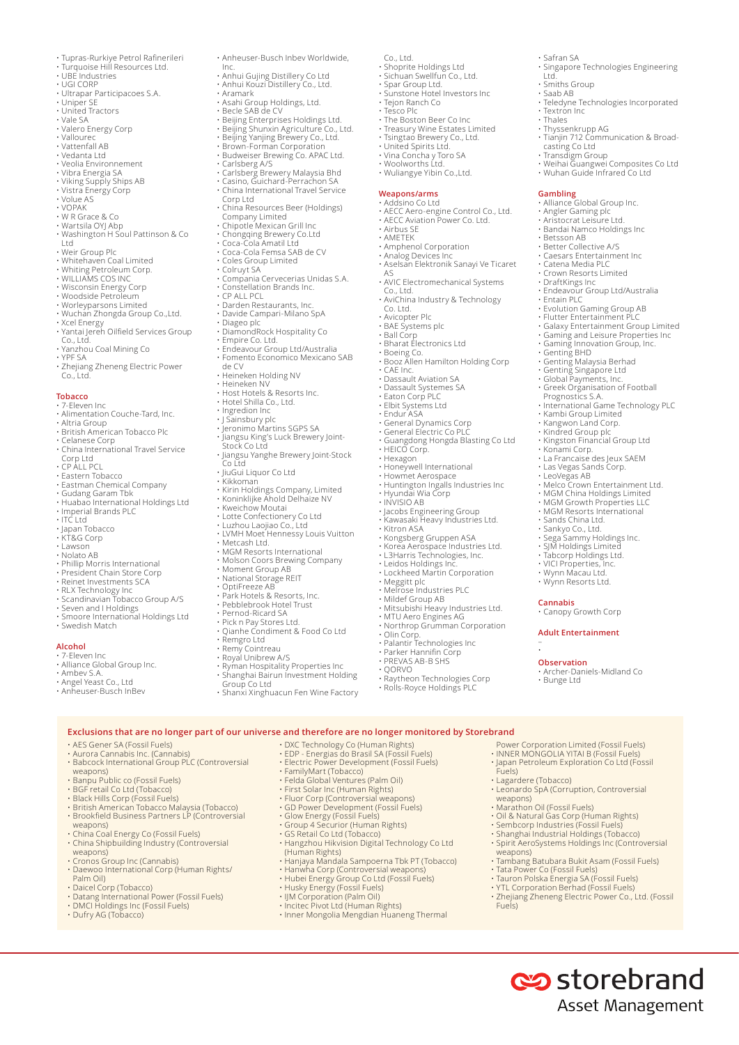- Tupras-Rurkiye Petrol Rafinerileri
- Turquoise Hill Resources Ltd.
- UBE Industries
- UGI CORP
- Ultrapar Participacoes S.A.
- Uniper SE
- United Tractors
- Vale SA
- Valero Energy Corp
- Vallourec
- Vattenfall AB
- Vedanta Ltd
- Veolia Environnement
- Vibra Energia SA
- Viking Supply Ships AB
- Vistra Energy Corp
- Value AS
- VOPAK
- W R Grace & Co
- Wartsila OYJ Abp
- Washington H Soul Pattinson & Co Ltd
- Weir Group Plc
- Whitehaven Coal Limited
- Whiting Petroleum Corp.
- WILLIAMS COS INC
- Wisconsin Energy Corp
- Woodside Petroleum
- Worleyparsons Limited
- Wuchan Zhongda Group Co.,Ltd.
- Xcel Energy
- Yantai Jereh Oilfield Services Group Co., Ltd.
- Yanzhou Coal Mining Co
- YPF SA
- Zhejiang Zheneng Electric Power Co., Ltd.

## Tobacco

- 7-Eleven Inc
- Alimentation Couche-Tard, Inc.
- Altria Group
- British American Tobacco Plc
- Celanese Corp
- China International Travel Service Corp Ltd
- CP ALL PCL
- Eastern Tobacco
- Eastman Chemical Company
- Gudang Garam Tbk
- Huabao International Holdings Ltd
- Imperial Brands PLC
- ITC Ltd
- Japan Tobacco
- KT&G Corp
- Lawson
- Nolato AB
- Phillip Morris International
- President Chain Store Corp
- Reinet Investments SCA
- RLX Technology Inc
- Scandinavian Tobacco Group A/S
- Seven and I Holdings
- Smoore International Holdings Ltd
- Swedish Match

## Alcohol

- 7-Eleven Inc
- Alliance Global Group Inc.
- Ambev S.A.
- Angel Yeast Co., Ltd
- Anheuser-Busch InBev
- Anheuser-Busch Inbev Worldwide, Inc.
- Anhui Gujing Distillery Co Ltd
- Anhui Kouzi Distillery Co., Ltd.
- Aramark
- Asahi Group Holdings, Ltd.
- Becle SAB de CV
- Beijing Enterprises Holdings Ltd.
- Beijing Shunxin Agriculture Co., Ltd.
- Beijing Yanjing Brewery Co., Ltd.
- Brown-Forman Corporation
- Budweiser Brewing Co. APAC Ltd.
- Carlsberg A/S
- Carlsberg Brewery Malaysia Bhd
- Casino, Guichard-Perrachon SA
- China International Travel Service Corp Ltd
- China Resources Beer (Holdings) Company Limited
- Chipotle Mexican Grill Inc
- Chongqing Brewery Co.Ltd
- Coca-Cola Amatil Ltd
- Coca-Cola Femsa SAB de CV
- Coles Group Limited
- Colruyt SA
- Compania Cervecerias Unidas S.A.
- Constellation Brands Inc.
- CP ALL PCL
- Darden Restaurants, Inc.
- Davide Campari-Milano SpA
- Diageo plc
- DiamondRock Hospitality Co
- Empire Co. Ltd.
- Endeavour Group Ltd/Australia
- Fomento Economico Mexicano SAB de CV
- Heineken Holding NV
- Heineken NV
- Host Hotels & Resorts Inc.
- Hotel Shilla Co., Ltd.
- Ingredion Inc
- J Sainsbury plc
- Jeronimo Martins SGPS SA
- Jiangsu King's Luck Brewery Joint-Stock Co Ltd
- Jiangsu Yanghe Brewery Joint-Stock Co Ltd
- JiuGui Liquor Co Ltd
- Kikkoman
- Kirin Holdings Company, Limited
- Koninklijke Ahold Delhaize NV
- Kweichow Moutai
- Lotte Confectionery Co Ltd
- Luzhou Laojiao Co., Ltd
- LVMH Moet Hennessy Louis Vuitton
- Metcash Ltd.
- MGM Resorts International
- Molson Coors Brewing Company
- Moment Group AB
- National Storage REIT
- OptiFreeze AB
- Park Hotels & Resorts, Inc.
- Pebblebrook Hotel Trust
- Pernod-Ricard SA
- Pick n Pay Stores Ltd.
- Qianhe Condiment & Food Co Ltd
- Remgro Ltd
- Remy Cointreau
- Royal Unibrew A/S
- Ryman Hospitality Properties Inc
- Shanghai Bairun Investment Holding Group Co Ltd
- Shanxi Xinghuacun Fen Wine Factory Co., Ltd.
- Shoprite Holdings Ltd
- Sichuan Swellfun Co., Ltd.
- Spar Group Ltd.
- Sunstone Hotel Investors Inc
- Tejon Ranch Co
- Tesco Plc
- The Boston Beer Co Inc
- Treasury Wine Estates Limited
- Tsingtao Brewery Co., Ltd.
- United Spirits Ltd.
- Vina Concha y Toro SA
- Woolworths Ltd.
- Wuliangye Yibin Co.,Ltd.

## Weapons/arms

- Addsino Co Ltd
- AECC Aero-engine Control Co., Ltd.
- AECC Aviation Power Co. Ltd.
- Airbus SE
- AMETEK
- Amphenol Corporation
- Analog Devices Inc
- Aselsan Elektronik Sanayi Ve Ticaret AS
- AVIC Electromechanical Systems Co., Ltd.
- AviChina Industry & Technology Co. Ltd.
- Avicopter Plc
- BAE Systems plc
- Ball Corp
- Bharat Electronics Ltd
- Boeing Co.
- Booz Allen Hamilton Holding Corp
- CAE Inc.
- Dassault Aviation SA
- Dassault Systemes SA
- Eaton Corp PLC
- Elbit Systems Ltd
- Endur ASA
- General Dynamics Corp
- General Electric Co PLC
- Guangdong Hongda Blasting Co Ltd
- HEICO Corp.
- Hexagon
- Honeywell International
- Howmet Aerospace
- Huntington Ingalls Industries Inc
- Hyundai Wia Corp
- INVISIO AB
- Jacobs Engineering Group
- Kawasaki Heavy Industries Ltd.
- Kitron ASA
- Kongsberg Gruppen ASA
- Korea Aerospace Industries Ltd.
- L3Harris Technologies, Inc.
- Leidos Holdings Inc.
- Lockheed Martin Corporation
- Meggitt plc
- Melrose Industries PLC
- Mildef Group AB
- Mitsubishi Heavy Industries Ltd.
- MTU Aero Engines AG
- Northrop Grumman Corporation
- Olin Corp.
- Palantir Technologies Inc
- Parker Hannifin Corp
- PREVAS AB-B SHS
- QORVO
- Raytheon Technologies Corp
- Rolls-Royce Holdings PLC
- Safran SA
- Singapore Technologies Engineering Ltd.
- Smiths Group
- Saab AB
- Teledyne Technologies Incorporated
- Textron Inc
- Thales
- Thyssenkrupp AG
- Tianjin 712 Communication & Broadcasting Co Ltd
- Transdigm Group
- Weihai Guangwei Composites Co Ltd
- Wuhan Guide Infrared Co Ltd

## Gambling

- Alliance Global Group Inc.
- Angler Gaming plc
- Aristocrat Leisure Ltd.
- Bandai Namco Holdings Inc
- Betsson AB
- Better Collective A/S
- Caesars Entertainment Inc
- Catena Media PLC
- Crown Resorts Limited
- DraftKings Inc
- Endeavour Group Ltd/Australia
- Entain PLC
- Evolution Gaming Group AB
- Flutter Entertainment PLC
- Galaxy Entertainment Group Limited
- Gaming and Leisure Properties Inc
- Gaming Innovation Group, Inc.
- Genting BHD
- Genting Malaysia Berhad
- Genting Singapore Ltd
- Global Payments, Inc.
- Greek Organisation of Football Prognostics S.A.
- International Game Technology PLC
- Kambi Group Limited
- Kangwon Land Corp.
- Kindred Group plc
- Kingston Financial Group Ltd
- Konami Corp.
- La Francaise des Jeux SAEM
- Las Vegas Sands Corp.
- LeoVegas AB
- Melco Crown Entertainment Ltd.
- MGM China Holdings Limited
- MGM Growth Properties LLC
- MGM Resorts International
- Sands China Ltd.
- Sankyo Co., Ltd.
- Sega Sammy Holdings Inc.
- SJM Holdings Limited
- Tabcorp Holdings Ltd.
- VICI Properties, Inc.
- Wynn Macau Ltd.
- Wynn Resorts Ltd.

## Cannabis

- Canopy Growth Corp

## Adult Entertainment

–

-

## Observation

- Archer-Daniels-Midland Co
- Bunge Ltd

## Exclusions that are no longer part of our universe and therefore are no longer monitored by Storebrand

- AES Gener SA (Fossil Fuels)
- Aurora Cannabis Inc. (Cannabis)
- Babcock International Group PLC (Controversial weapons)
- Banpu Public co (Fossil Fuels)
- BGF retail Co Ltd (Tobacco)
- Black Hills Corp (Fossil Fuels)
- British American Tobacco Malaysia (Tobacco)
- Brookfield Business Partners LP (Controversial weapons)
- China Coal Energy Co (Fossil Fuels)
- China Shipbuilding Industry (Controversial weapons)
- Cronos Group Inc (Cannabis)
- Daewoo International Corp (Human Rights/ Palm Oil)
- Daicel Corp (Tobacco)
- Datang International Power (Fossil Fuels)
- DMCI Holdings Inc (Fossil Fuels)
- Dufry AG (Tobacco)
- DXC Technology Co (Human Rights)
- EDP - Energias do Brasil SA (Fossil Fuels)
- Electric Power Development (Fossil Fuels)
- FamilyMart (Tobacco)
- Felda Global Ventures (Palm Oil)
- First Solar Inc (Human Rights)
- Fluor Corp (Controversial weapons)
- GD Power Development (Fossil Fuels)
- Glow Energy (Fossil Fuels)
- Group 4 Securior (Human Rights)
- GS Retail Co Ltd (Tobacco)
- Hangzhou Hikvision Digital Technology Co Ltd (Human Rights)
- Hanjaya Mandala Sampoerna Tbk PT (Tobacco)
- Hanwha Corp (Controversial weapons)
- Hubei Energy Group Co Ltd (Fossil Fuels)
- Husky Energy (Fossil Fuels)
- IJM Corporation (Palm Oil)
- Incitec Pivot Ltd (Human Rights)
- Inner Mongolia Mengdian Huaneng Thermal Power Corporation Limited (Fossil Fuels)
- INNER MONGOLIA YITAI B (Fossil Fuels)
- Japan Petroleum Exploration Co Ltd (Fossil Fuels)
- Lagardere (Tobacco)
- Leonardo SpA (Corruption, Controversial weapons)
- Marathon Oil (Fossil Fuels)
- Oil & Natural Gas Corp (Human Rights)
- Sembcorp Industries (Fossil Fuels)
- Shanghai Industrial Holdings (Tobacco)
- Spirit AeroSystems Holdings Inc (Controversial weapons)
- Tambang Batubara Bukit Asam (Fossil Fuels)
- Tata Power Co (Fossil Fuels)
- Tauron Polska Energia SA (Fossil Fuels)
- YTL Corporation Berhad (Fossil Fuels)
- Zhejiang Zheneng Electric Power Co., Ltd. (Fossil Fuels)

storebrand
Asset Management